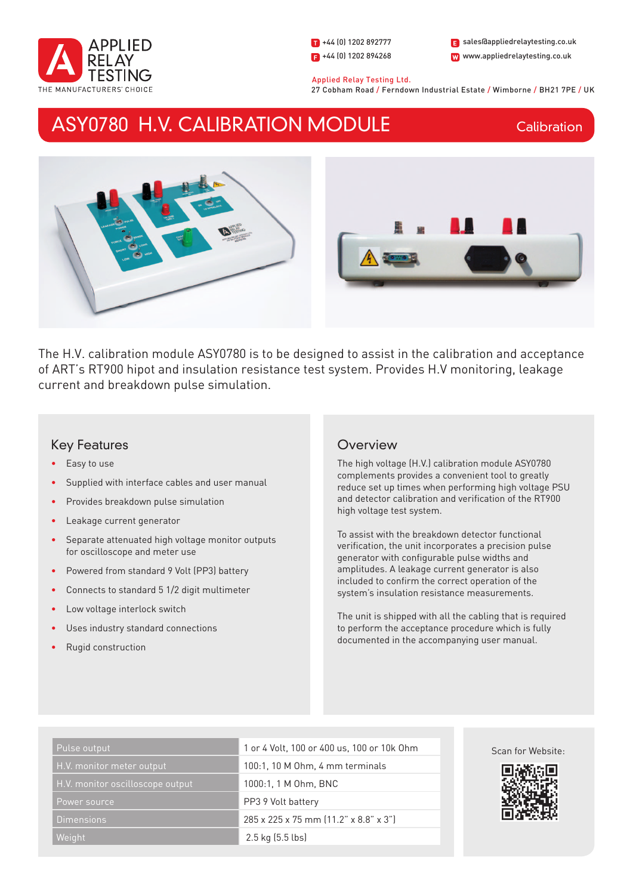APPLIED RELAY TESTING
THE MANUFACTURERS' CHOICE

T +44 (0) 1202 892777
F +44 (0) 1202 894268
E sales@appliedrelaytesting.co.uk
W www.appliedrelaytesting.co.uk

Applied Relay Testing Ltd.
27 Cobham Road / Ferndown Industrial Estate / Wimborne / BH21 7PE / UK

# ASY0780 H.V. CALIBRATION MODULE

Calibration

The H.V. calibration module ASY0780 is to be designed to assist in the calibration and acceptance of ART's RT900 hipot and insulation resistance test system. Provides H.V monitoring, leakage current and breakdown pulse simulation.

## Key Features

- Easy to use
- Supplied with interface cables and user manual
- Provides breakdown pulse simulation
- Leakage current generator
- Separate attenuated high voltage monitor outputs for oscilloscope and meter use
- Powered from standard 9 Volt (PP3) battery
- Connects to standard 5 1/2 digit multimeter
- Low voltage interlock switch
- Uses industry standard connections
- Rugid construction

## Overview

The high voltage (H.V.) calibration module ASY0780 complements provides a convenient tool to greatly reduce set up times when performing high voltage PSU and detector calibration and verification of the RT900 high voltage test system.

To assist with the breakdown detector functional verification, the unit incorporates a precision pulse generator with configurable pulse widths and amplitudes. A leakage current generator is also included to confirm the correct operation of the system's insulation resistance measurements.

The unit is shipped with all the cabling that is required to perform the acceptance procedure which is fully documented in the accompanying user manual.

| | |
|---|---|
| Pulse output | 1 or 4 Volt, 100 or 400 us, 100 or 10k Ohm |
| H.V. monitor meter output | 100:1, 10 M Ohm, 4 mm terminals |
| H.V. monitor oscilloscope output | 1000:1, 1 M Ohm, BNC |
| Power source | PP3 9 Volt battery |
| Dimensions | 285 x 225 x 75 mm (11.2" x 8.8" x 3") |
| Weight | 2.5 kg (5.5 lbs) |

Scan for Website: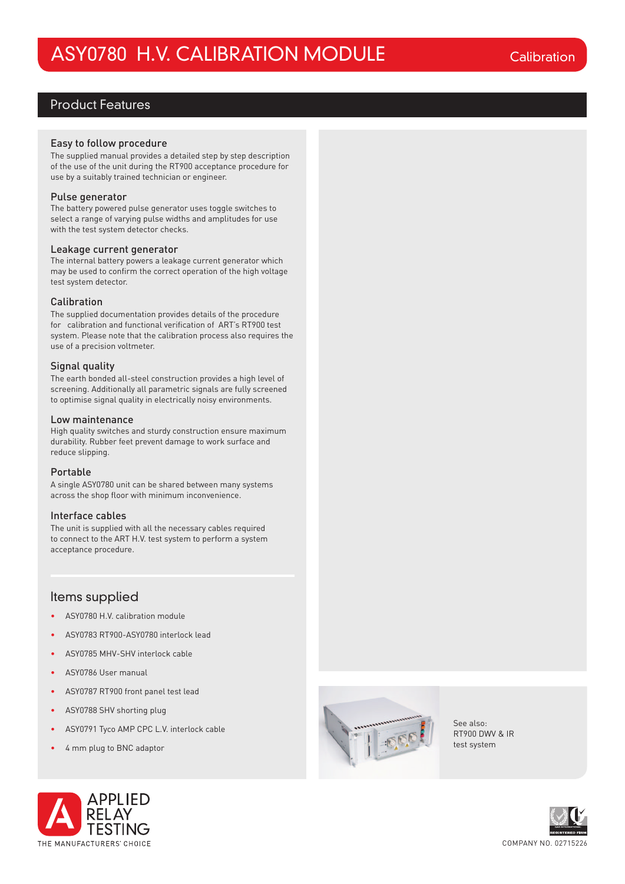# ASY0780 H.V. CALIBRATION MODULE

Calibration

## Product Features

### Easy to follow procedure

The supplied manual provides a detailed step by step description of the use of the unit during the RT900 acceptance procedure for use by a suitably trained technician or engineer.

### Pulse generator

The battery powered pulse generator uses toggle switches to select a range of varying pulse widths and amplitudes for use with the test system detector checks.

### Leakage current generator

The internal battery powers a leakage current generator which may be used to confirm the correct operation of the high voltage test system detector.

### Calibration

The supplied documentation provides details of the procedure for calibration and functional verification of ART's RT900 test system. Please note that the calibration process also requires the use of a precision voltmeter.

### Signal quality

The earth bonded all-steel construction provides a high level of screening. Additionally all parametric signals are fully screened to optimise signal quality in electrically noisy environments.

### Low maintenance

High quality switches and sturdy construction ensure maximum durability. Rubber feet prevent damage to work surface and reduce slipping.

### Portable

A single ASY0780 unit can be shared between many systems across the shop floor with minimum inconvenience.

### Interface cables

The unit is supplied with all the necessary cables required to connect to the ART H.V. test system to perform a system acceptance procedure.

## Items supplied

- ASY0780 H.V. calibration module
- ASY0783 RT900-ASY0780 interlock lead
- ASY0785 MHV-SHV interlock cable
- ASY0786 User manual
- ASY0787 RT900 front panel test lead
- ASY0788 SHV shorting plug
- ASY0791 Tyco AMP CPC L.V. interlock cable
- 4 mm plug to BNC adaptor

See also:
RT900 DWV & IR test system

APPLIED RELAY TESTING
THE MANUFACTURERS' CHOICE

COMPANY NO. 02715226